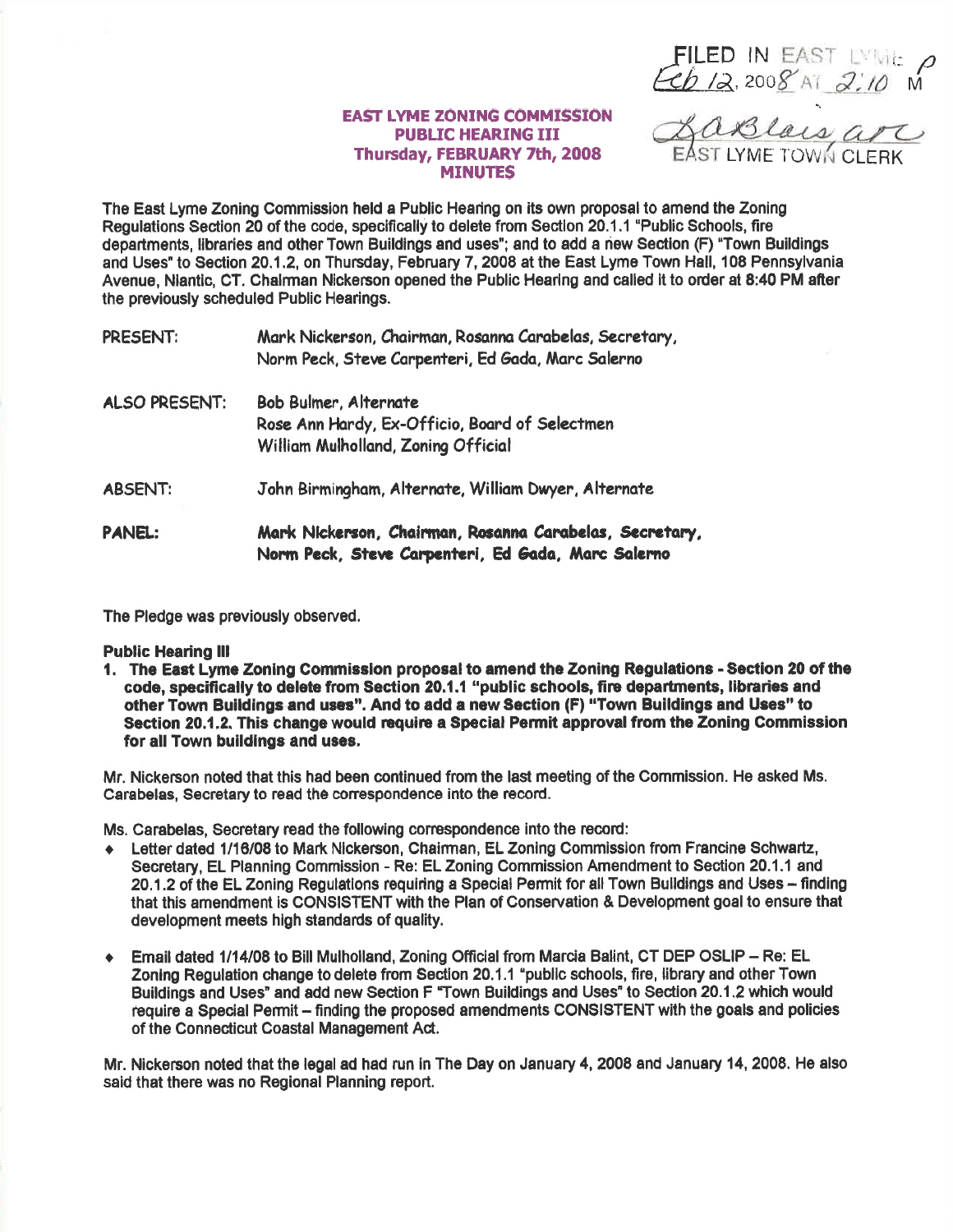FILED IN EAST LYME Feb 12, 2008 AT 2:10 PM

EAST LYME TOWN CLERK

# EAST LYME ZONING COMMISSION
## PUBLIC HEARING III
## Thursday, FEBRUARY 7th, 2008
## MINUTES

The East Lyme Zoning Commission held a Public Hearing on its own proposal to amend the Zoning Regulations Section 20 of the code, specifically to delete from Section 20.1.1 "Public Schools, fire departments, libraries and other Town Buildings and uses"; and to add a new Section (F) "Town Buildings and Uses" to Section 20.1.2, on Thursday, February 7, 2008 at the East Lyme Town Hall, 108 Pennsylvania Avenue, Niantic, CT. Chairman Nickerson opened the Public Hearing and called it to order at 8:40 PM after the previously scheduled Public Hearings.

PRESENT: Mark Nickerson, Chairman, Rosanna Carabelas, Secretary, Norm Peck, Steve Carpenteri, Ed Gada, Marc Salerno

ALSO PRESENT: Bob Bulmer, Alternate
Rose Ann Hardy, Ex-Officio, Board of Selectmen
William Mulholland, Zoning Official

ABSENT: John Birmingham, Alternate, William Dwyer, Alternate

PANEL: **Mark Nickerson, Chairman, Rosanna Carabelas, Secretary, Norm Peck, Steve Carpenteri, Ed Gada, Marc Salerno**

The Pledge was previously observed.

**Public Hearing III**

1. **The East Lyme Zoning Commission proposal to amend the Zoning Regulations - Section 20 of the code, specifically to delete from Section 20.1.1 "public schools, fire departments, libraries and other Town Buildings and uses". And to add a new Section (F) "Town Buildings and Uses" to Section 20.1.2. This change would require a Special Permit approval from the Zoning Commission for all Town buildings and uses.**

Mr. Nickerson noted that this had been continued from the last meeting of the Commission. He asked Ms. Carabelas, Secretary to read the correspondence into the record.

Ms. Carabelas, Secretary read the following correspondence into the record:

- Letter dated 1/16/08 to Mark Nickerson, Chairman, EL Zoning Commission from Francine Schwartz, Secretary, EL Planning Commission - Re: EL Zoning Commission Amendment to Section 20.1.1 and 20.1.2 of the EL Zoning Regulations requiring a Special Permit for all Town Buildings and Uses – finding that this amendment is CONSISTENT with the Plan of Conservation & Development goal to ensure that development meets high standards of quality.
- Email dated 1/14/08 to Bill Mulholland, Zoning Official from Marcia Balint, CT DEP OSLIP – Re: EL Zoning Regulation change to delete from Section 20.1.1 "public schools, fire, library and other Town Buildings and Uses" and add new Section F "Town Buildings and Uses" to Section 20.1.2 which would require a Special Permit – finding the proposed amendments CONSISTENT with the goals and policies of the Connecticut Coastal Management Act.

Mr. Nickerson noted that the legal ad had run in The Day on January 4, 2008 and January 14, 2008. He also said that there was no Regional Planning report.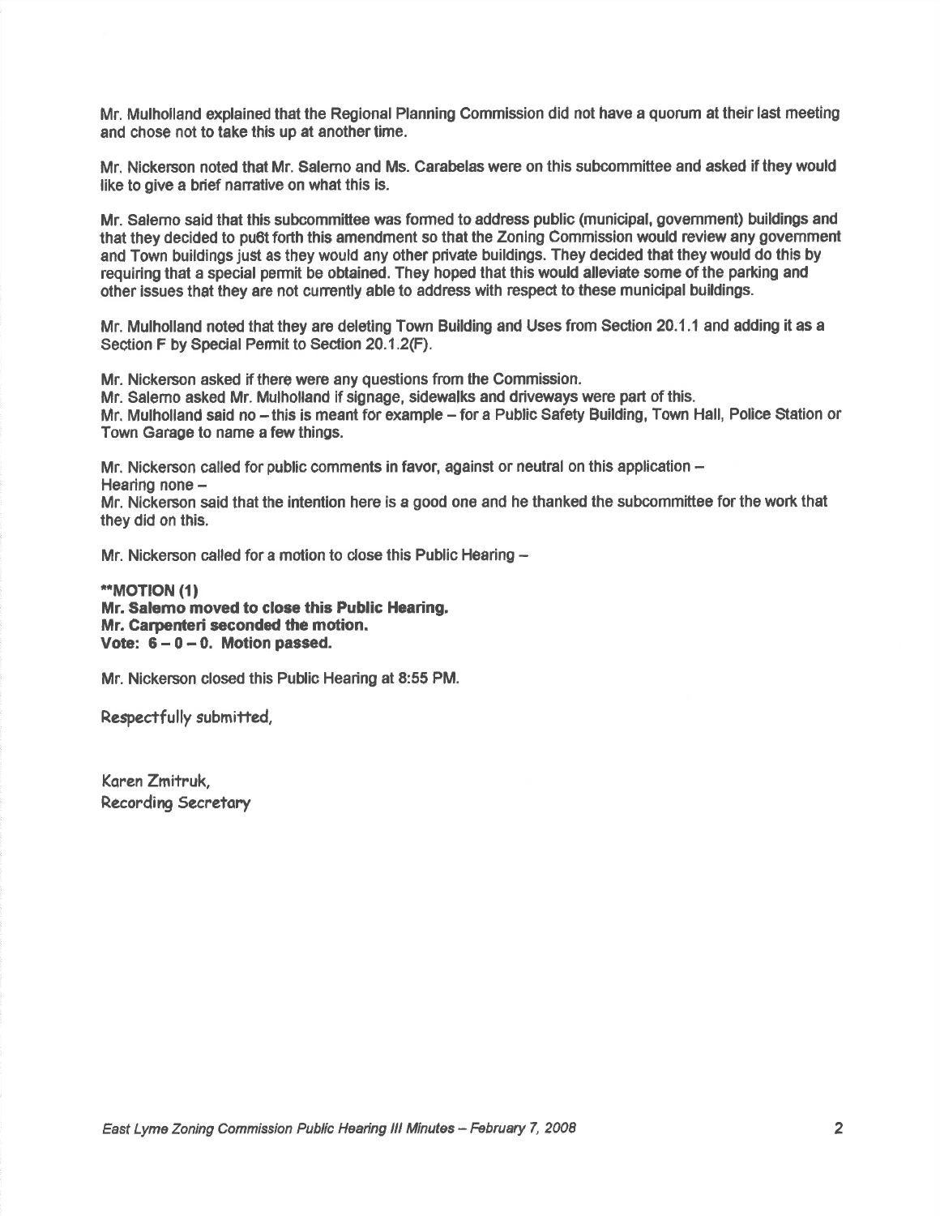Mr. Mulholland explained that the Regional Planning Commission did not have a quorum at their last meeting and chose not to take this up at another time.

Mr. Nickerson noted that Mr. Salerno and Ms. Carabelas were on this subcommittee and asked if they would like to give a brief narrative on what this is.

Mr. Salerno said that this subcommittee was formed to address public (municipal, government) buildings and that they decided to pu6t forth this amendment so that the Zoning Commission would review any government and Town buildings just as they would any other private buildings. They decided that they would do this by requiring that a special permit be obtained. They hoped that this would alleviate some of the parking and other issues that they are not currently able to address with respect to these municipal buildings.

Mr. Mulholland noted that they are deleting Town Building and Uses from Section 20.1.1 and adding it as a Section F by Special Permit to Section 20.1.2(F).

Mr. Nickerson asked if there were any questions from the Commission.
Mr. Salerno asked Mr. Mulholland if signage, sidewalks and driveways were part of this.
Mr. Mulholland said no – this is meant for example – for a Public Safety Building, Town Hall, Police Station or Town Garage to name a few things.

Mr. Nickerson called for public comments in favor, against or neutral on this application –
Hearing none –
Mr. Nickerson said that the intention here is a good one and he thanked the subcommittee for the work that they did on this.

Mr. Nickerson called for a motion to close this Public Hearing –

****MOTION (1)**
**Mr. Salerno moved to close this Public Hearing.**
**Mr. Carpenteri seconded the motion.**
**Vote: 6 – 0 – 0. Motion passed.**

Mr. Nickerson closed this Public Hearing at 8:55 PM.

Respectfully submitted,

Karen Zmitruk,
Recording Secretary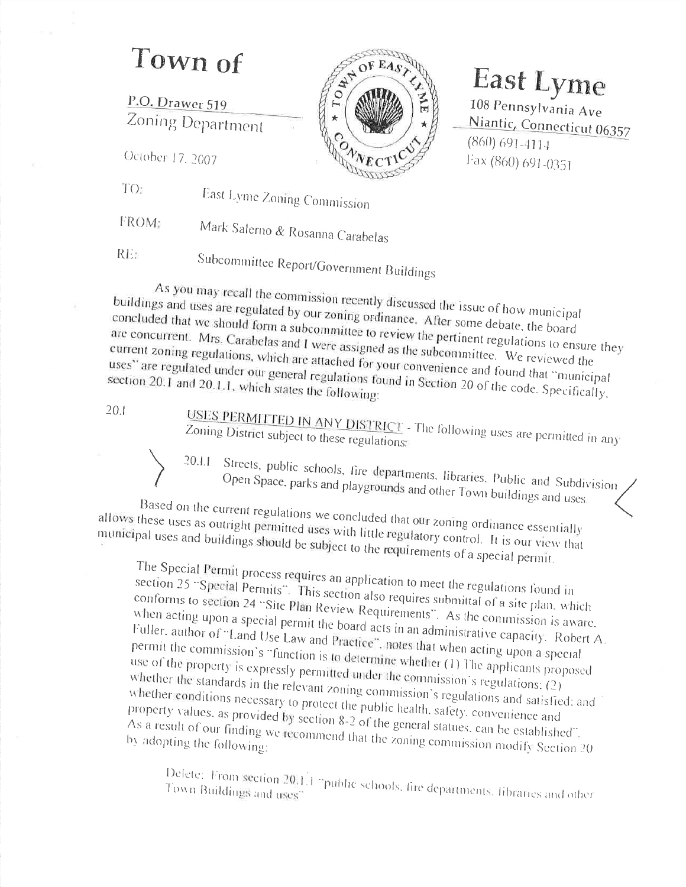# Town of East Lyme

P.O. Drawer 519
Zoning Department

108 Pennsylvania Ave
Niantic, Connecticut 06357
(860) 691-4114
Fax (860) 691-0351

October 17, 2007

TO: East Lyme Zoning Commission

FROM: Mark Salerno & Rosanna Carabelas

RE: Subcommittee Report/Government Buildings

As you may recall the commission recently discussed the issue of how municipal buildings and uses are regulated by our zoning ordinance. After some debate, the board concluded that we should form a subcommittee to review the pertinent regulations to ensure they are concurrent. Mrs. Carabelas and I were assigned as the subcommittee. We reviewed the current zoning regulations, which are attached for your convenience and found that "municipal uses" are regulated under our general regulations found in Section 20 of the code. Specifically, section 20.1 and 20.1.1, which states the following:

20.1 USES PERMITTED IN ANY DISTRICT - The following uses are permitted in any Zoning District subject to these regulations:

> 20.1.1 Streets, public schools, fire departments, libraries, Public and Subdivision Open Space, parks and playgrounds and other Town buildings and uses.

Based on the current regulations we concluded that our zoning ordinance essentially allows these uses as outright permitted uses with little regulatory control. It is our view that municipal uses and buildings should be subject to the requirements of a special permit.

The Special Permit process requires an application to meet the regulations found in section 25 "Special Permits". This section also requires submittal of a site plan, which conforms to section 24 "Site Plan Review Requirements". As the commission is aware, when acting upon a special permit the board acts in an administrative capacity. Robert A. Fuller, author of "Land Use Law and Practice", notes that when acting upon a special permit the commission's "function is to determine whether (1) The applicants proposed use of the property is expressly permitted under the commission's regulations; (2) whether the standards in the relevant zoning commission's regulations and satisfied; and whether conditions necessary to protect the public health, safety, convenience and property values, as provided by section 8-2 of the general statues, can be established". As a result of our finding we recommend that the zoning commission modify Section 20 by adopting the following:

Delete: From section 20.1.1 "public schools, fire departments, libraries and other Town Buildings and uses"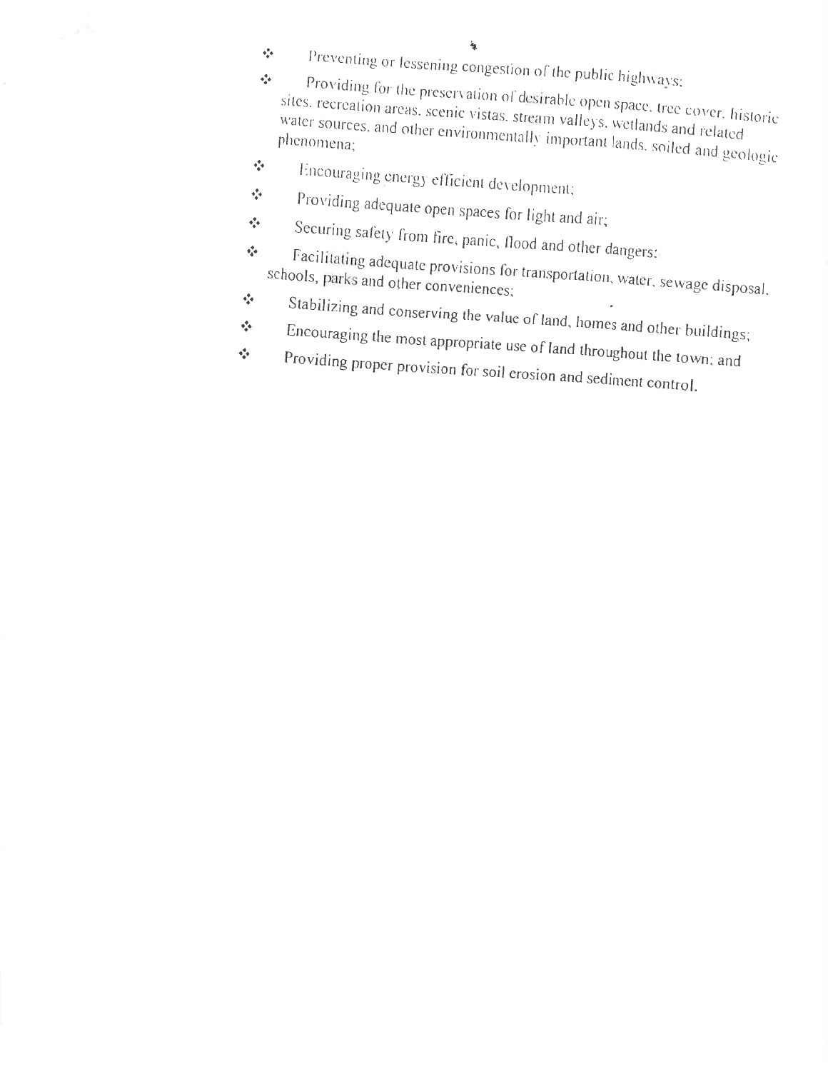- Preventing or lessening congestion of the public highways;
- Providing for the preservation of desirable open space, tree cover, historic sites, recreation areas, scenic vistas, stream valleys, wetlands and related water sources, and other environmentally important lands, soiled and geologic phenomena;
- Encouraging energy efficient development;
- Providing adequate open spaces for light and air;
- Securing safety from fire, panic, flood and other dangers;
- Facilitating adequate provisions for transportation, water, sewage disposal, schools, parks and other conveniences;
- Stabilizing and conserving the value of land, homes and other buildings;
- Encouraging the most appropriate use of land throughout the town; and
- Providing proper provision for soil erosion and sediment control.